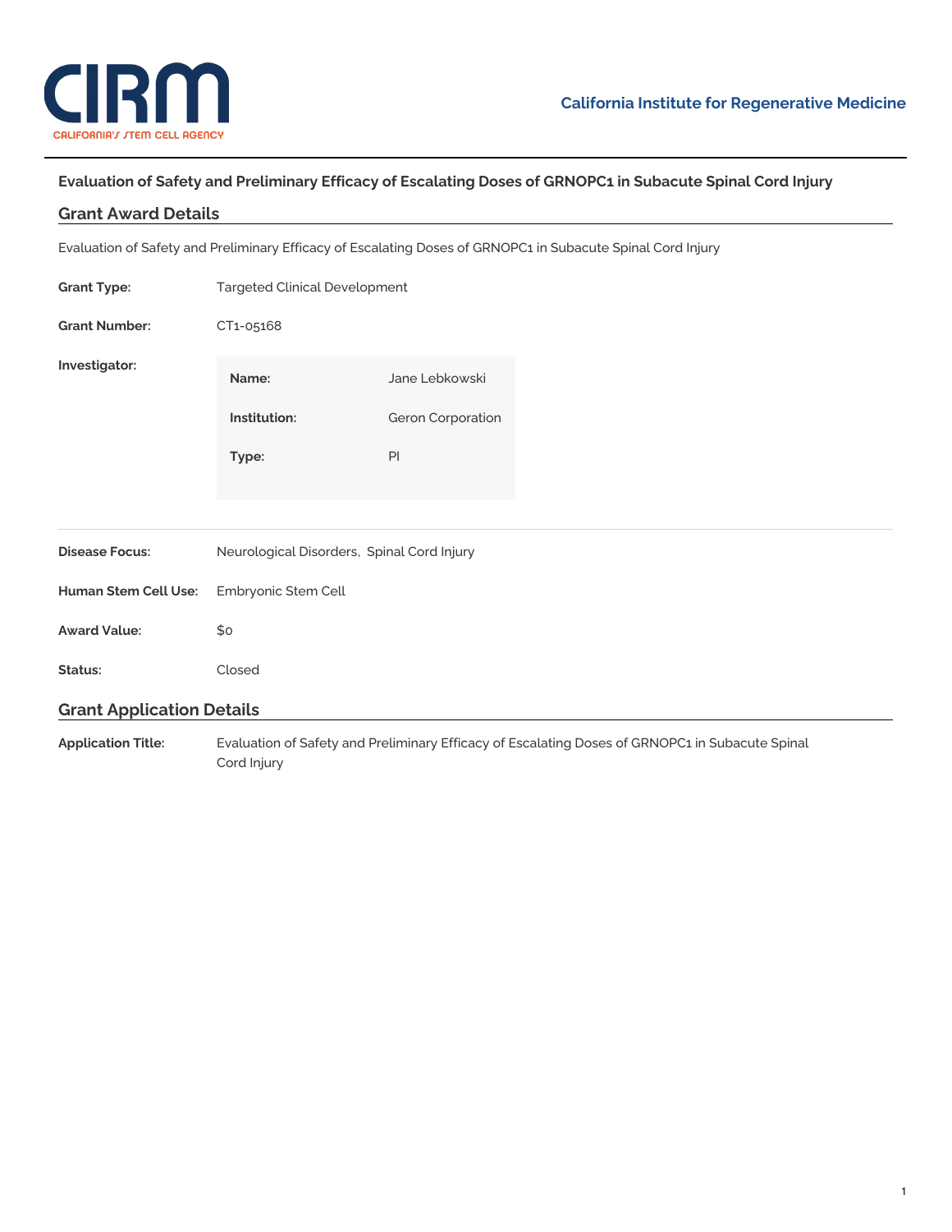California Institute for Regenerative Medicine

# Evaluation of Safety and Preliminary Efficacy of Escalating Doses of GRNOPC1 in Subacute Spinal Cord Injury

## Grant Award Details

Evaluation of Safety and Preliminary Efficacy of Escalating Doses of GRNOPC1 in Subacute Spinal Cord Injury

**Grant Type:** Targeted Clinical Development

**Grant Number:** CT1-05168

**Investigator:**

| | |
|---|---|
| **Name:** | Jane Lebkowski |
| **Institution:** | Geron Corporation |
| **Type:** | PI |

**Disease Focus:** Neurological Disorders, Spinal Cord Injury

**Human Stem Cell Use:** Embryonic Stem Cell

**Award Value:** $0

**Status:** Closed

## Grant Application Details

**Application Title:** Evaluation of Safety and Preliminary Efficacy of Escalating Doses of GRNOPC1 in Subacute Spinal Cord Injury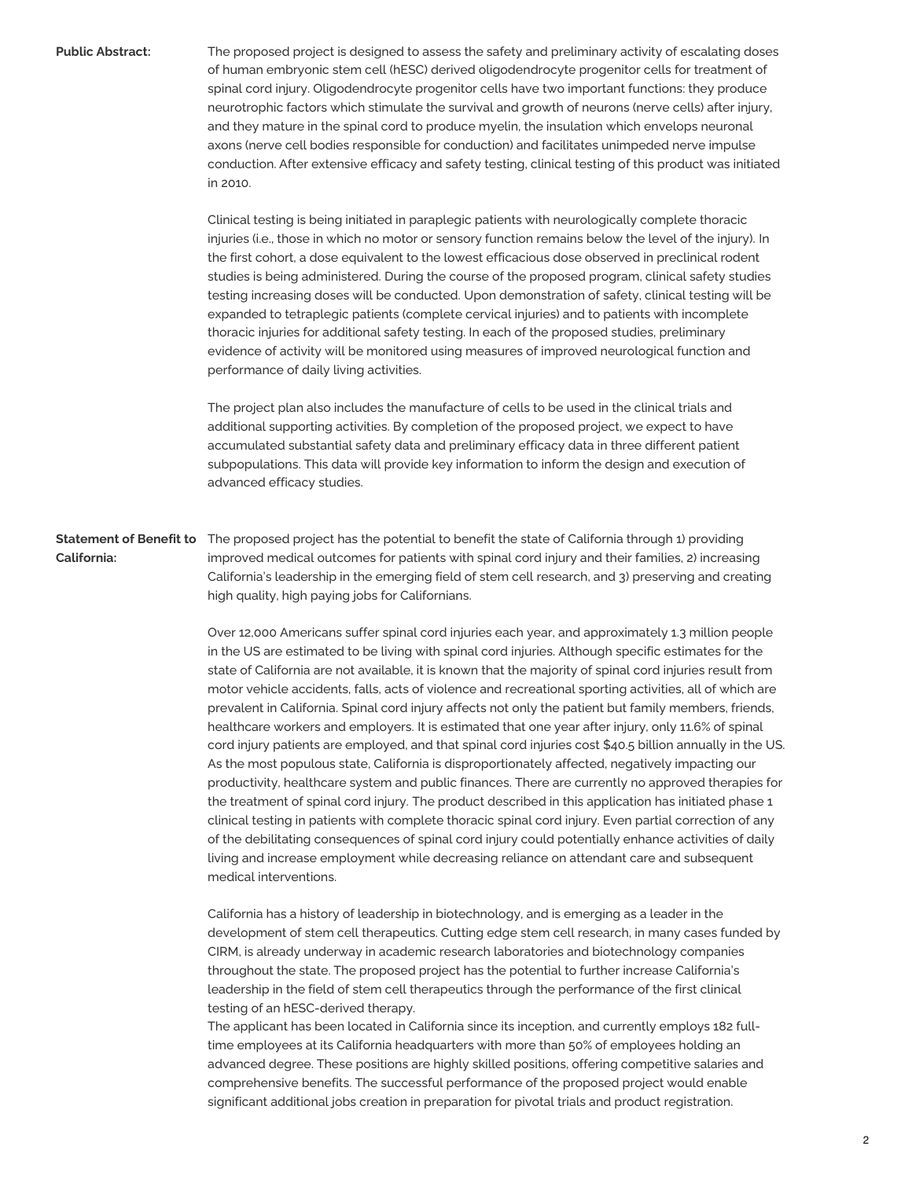**Public Abstract:**

The proposed project is designed to assess the safety and preliminary activity of escalating doses of human embryonic stem cell (hESC) derived oligodendrocyte progenitor cells for treatment of spinal cord injury. Oligodendrocyte progenitor cells have two important functions: they produce neurotrophic factors which stimulate the survival and growth of neurons (nerve cells) after injury, and they mature in the spinal cord to produce myelin, the insulation which envelops neuronal axons (nerve cell bodies responsible for conduction) and facilitates unimpeded nerve impulse conduction. After extensive efficacy and safety testing, clinical testing of this product was initiated in 2010.

Clinical testing is being initiated in paraplegic patients with neurologically complete thoracic injuries (i.e., those in which no motor or sensory function remains below the level of the injury). In the first cohort, a dose equivalent to the lowest efficacious dose observed in preclinical rodent studies is being administered. During the course of the proposed program, clinical safety studies testing increasing doses will be conducted. Upon demonstration of safety, clinical testing will be expanded to tetraplegic patients (complete cervical injuries) and to patients with incomplete thoracic injuries for additional safety testing. In each of the proposed studies, preliminary evidence of activity will be monitored using measures of improved neurological function and performance of daily living activities.

The project plan also includes the manufacture of cells to be used in the clinical trials and additional supporting activities. By completion of the proposed project, we expect to have accumulated substantial safety data and preliminary efficacy data in three different patient subpopulations. This data will provide key information to inform the design and execution of advanced efficacy studies.

**Statement of Benefit to California:**

The proposed project has the potential to benefit the state of California through 1) providing improved medical outcomes for patients with spinal cord injury and their families, 2) increasing California's leadership in the emerging field of stem cell research, and 3) preserving and creating high quality, high paying jobs for Californians.

Over 12,000 Americans suffer spinal cord injuries each year, and approximately 1.3 million people in the US are estimated to be living with spinal cord injuries. Although specific estimates for the state of California are not available, it is known that the majority of spinal cord injuries result from motor vehicle accidents, falls, acts of violence and recreational sporting activities, all of which are prevalent in California. Spinal cord injury affects not only the patient but family members, friends, healthcare workers and employers. It is estimated that one year after injury, only 11.6% of spinal cord injury patients are employed, and that spinal cord injuries cost $40.5 billion annually in the US. As the most populous state, California is disproportionately affected, negatively impacting our productivity, healthcare system and public finances. There are currently no approved therapies for the treatment of spinal cord injury. The product described in this application has initiated phase 1 clinical testing in patients with complete thoracic spinal cord injury. Even partial correction of any of the debilitating consequences of spinal cord injury could potentially enhance activities of daily living and increase employment while decreasing reliance on attendant care and subsequent medical interventions.

California has a history of leadership in biotechnology, and is emerging as a leader in the development of stem cell therapeutics. Cutting edge stem cell research, in many cases funded by CIRM, is already underway in academic research laboratories and biotechnology companies throughout the state. The proposed project has the potential to further increase California's leadership in the field of stem cell therapeutics through the performance of the first clinical testing of an hESC-derived therapy.
The applicant has been located in California since its inception, and currently employs 182 full-time employees at its California headquarters with more than 50% of employees holding an advanced degree. These positions are highly skilled positions, offering competitive salaries and comprehensive benefits. The successful performance of the proposed project would enable significant additional jobs creation in preparation for pivotal trials and product registration.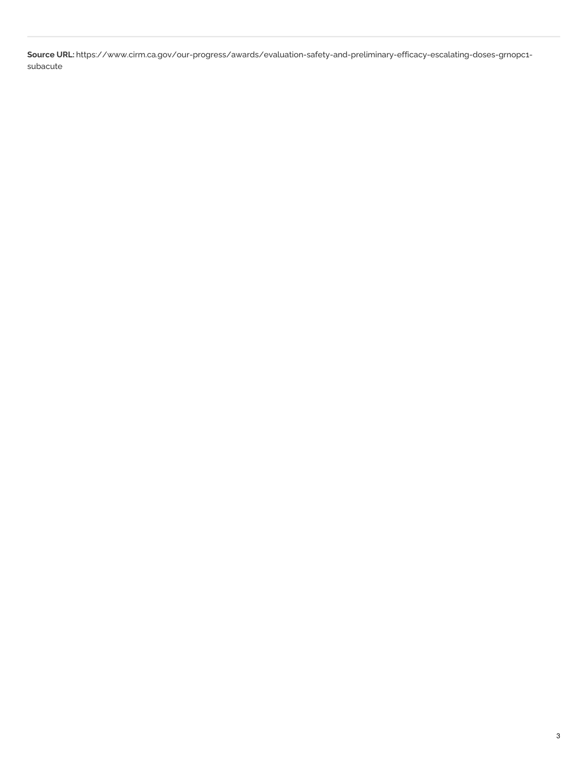---

**Source URL:** https://www.cirm.ca.gov/our-progress/awards/evaluation-safety-and-preliminary-efficacy-escalating-doses-grnopc1-subacute